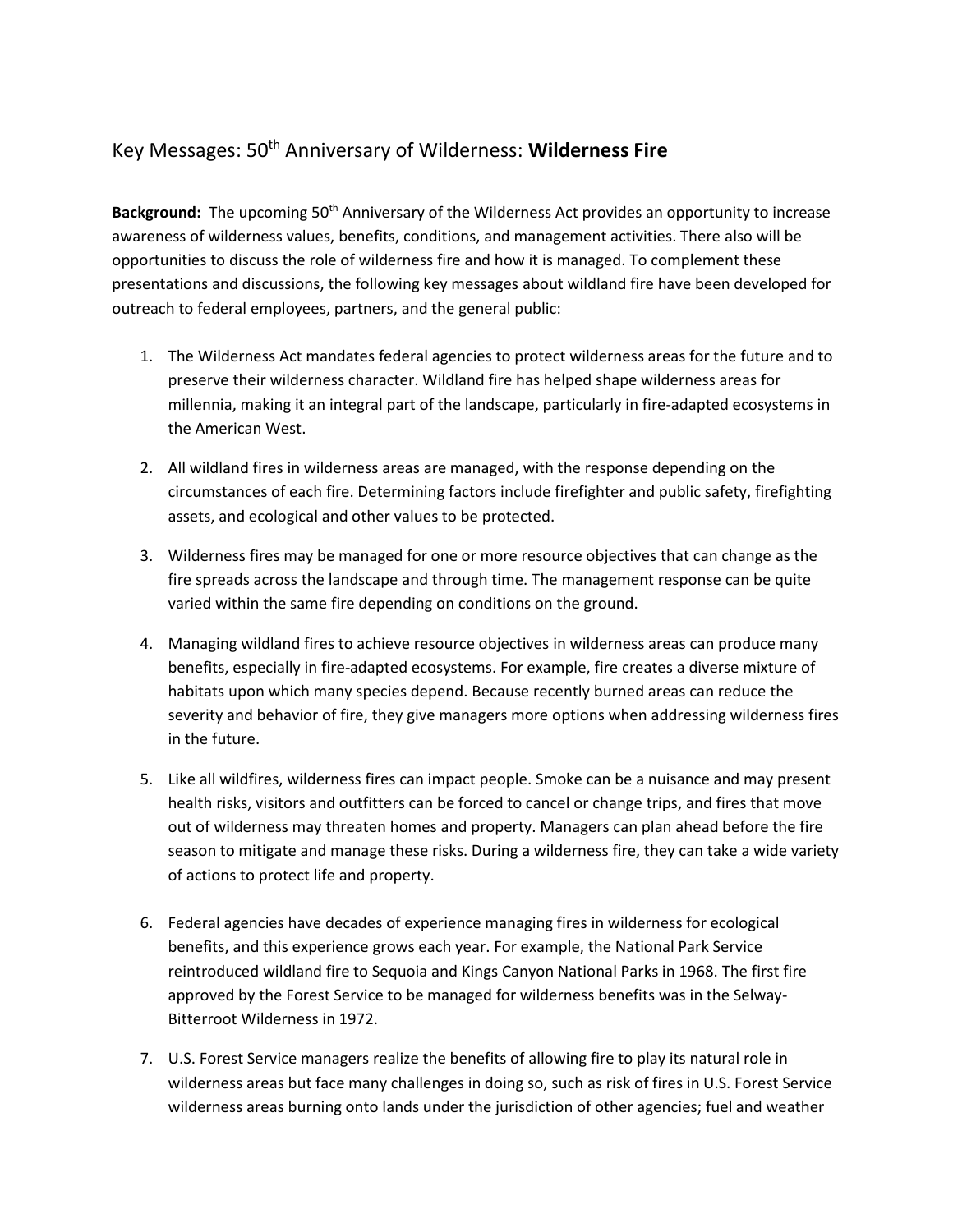# Key Messages: 50th Anniversary of Wilderness: **Wilderness Fire**

**Background:** The upcoming 50th Anniversary of the Wilderness Act provides an opportunity to increase awareness of wilderness values, benefits, conditions, and management activities. There also will be opportunities to discuss the role of wilderness fire and how it is managed. To complement these presentations and discussions, the following key messages about wildland fire have been developed for outreach to federal employees, partners, and the general public:

1. The Wilderness Act mandates federal agencies to protect wilderness areas for the future and to preserve their wilderness character. Wildland fire has helped shape wilderness areas for millennia, making it an integral part of the landscape, particularly in fire-adapted ecosystems in the American West.

2. All wildland fires in wilderness areas are managed, with the response depending on the circumstances of each fire. Determining factors include firefighter and public safety, firefighting assets, and ecological and other values to be protected.

3. Wilderness fires may be managed for one or more resource objectives that can change as the fire spreads across the landscape and through time. The management response can be quite varied within the same fire depending on conditions on the ground.

4. Managing wildland fires to achieve resource objectives in wilderness areas can produce many benefits, especially in fire-adapted ecosystems. For example, fire creates a diverse mixture of habitats upon which many species depend. Because recently burned areas can reduce the severity and behavior of fire, they give managers more options when addressing wilderness fires in the future.

5. Like all wildfires, wilderness fires can impact people. Smoke can be a nuisance and may present health risks, visitors and outfitters can be forced to cancel or change trips, and fires that move out of wilderness may threaten homes and property. Managers can plan ahead before the fire season to mitigate and manage these risks. During a wilderness fire, they can take a wide variety of actions to protect life and property.

6. Federal agencies have decades of experience managing fires in wilderness for ecological benefits, and this experience grows each year. For example, the National Park Service reintroduced wildland fire to Sequoia and Kings Canyon National Parks in 1968. The first fire approved by the Forest Service to be managed for wilderness benefits was in the Selway-Bitterroot Wilderness in 1972.

7. U.S. Forest Service managers realize the benefits of allowing fire to play its natural role in wilderness areas but face many challenges in doing so, such as risk of fires in U.S. Forest Service wilderness areas burning onto lands under the jurisdiction of other agencies; fuel and weather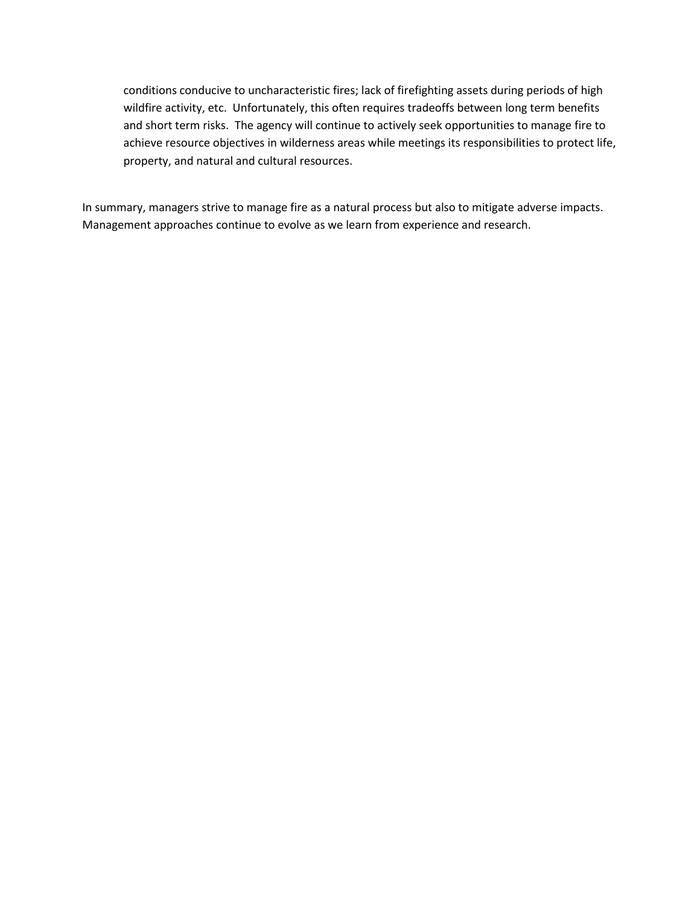conditions conducive to uncharacteristic fires; lack of firefighting assets during periods of high wildfire activity, etc. Unfortunately, this often requires tradeoffs between long term benefits and short term risks. The agency will continue to actively seek opportunities to manage fire to achieve resource objectives in wilderness areas while meetings its responsibilities to protect life, property, and natural and cultural resources.

In summary, managers strive to manage fire as a natural process but also to mitigate adverse impacts. Management approaches continue to evolve as we learn from experience and research.